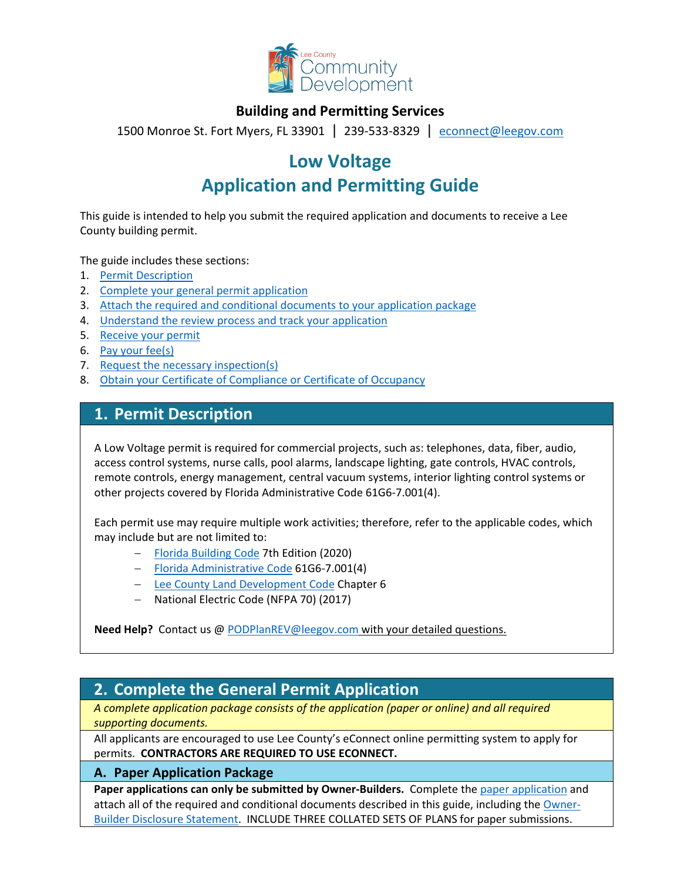Lee County Community Development

**Building and Permitting Services**

1500 Monroe St. Fort Myers, FL 33901 | 239-533-8329 | econnect@leegov.com

# Low Voltage Application and Permitting Guide

This guide is intended to help you submit the required application and documents to receive a Lee County building permit.

The guide includes these sections:

1. Permit Description
2. Complete your general permit application
3. Attach the required and conditional documents to your application package
4. Understand the review process and track your application
5. Receive your permit
6. Pay your fee(s)
7. Request the necessary inspection(s)
8. Obtain your Certificate of Compliance or Certificate of Occupancy

## 1. Permit Description

A Low Voltage permit is required for commercial projects, such as: telephones, data, fiber, audio, access control systems, nurse calls, pool alarms, landscape lighting, gate controls, HVAC controls, remote controls, energy management, central vacuum systems, interior lighting control systems or other projects covered by Florida Administrative Code 61G6-7.001(4).

Each permit use may require multiple work activities; therefore, refer to the applicable codes, which may include but are not limited to:

- Florida Building Code 7th Edition (2020)
- Florida Administrative Code 61G6-7.001(4)
- Lee County Land Development Code Chapter 6
- National Electric Code (NFPA 70) (2017)

**Need Help?** Contact us @ PODPlanREV@leegov.com with your detailed questions.

## 2. Complete the General Permit Application

*A complete application package consists of the application (paper or online) and all required supporting documents.*

All applicants are encouraged to use Lee County's eConnect online permitting system to apply for permits. **CONTRACTORS ARE REQUIRED TO USE ECONNECT.**

### A. Paper Application Package

**Paper applications can only be submitted by Owner-Builders.** Complete the paper application and attach all of the required and conditional documents described in this guide, including the Owner-Builder Disclosure Statement. INCLUDE THREE COLLATED SETS OF PLANS for paper submissions.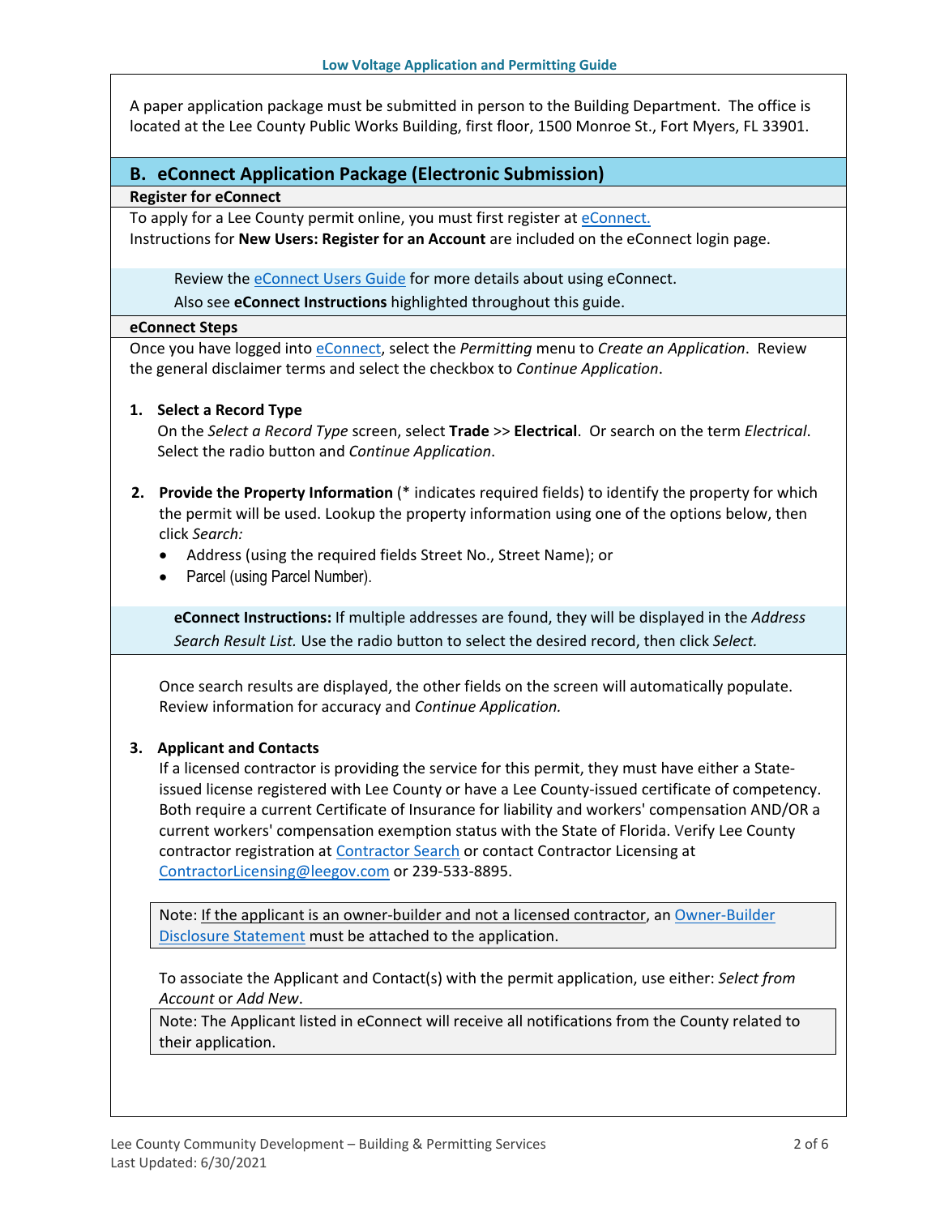A paper application package must be submitted in person to the Building Department. The office is located at the Lee County Public Works Building, first floor, 1500 Monroe St., Fort Myers, FL 33901.

## B. eConnect Application Package (Electronic Submission)

### Register for eConnect

To apply for a Lee County permit online, you must first register at eConnect.
Instructions for **New Users: Register for an Account** are included on the eConnect login page.

> Review the eConnect Users Guide for more details about using eConnect.
> Also see **eConnect Instructions** highlighted throughout this guide.

### eConnect Steps

Once you have logged into eConnect, select the *Permitting* menu to *Create an Application*. Review the general disclaimer terms and select the checkbox to *Continue Application*.

1. **Select a Record Type**
   On the *Select a Record Type* screen, select **Trade** >> **Electrical**. Or search on the term *Electrical*. Select the radio button and *Continue Application*.

2. **Provide the Property Information** (* indicates required fields) to identify the property for which the permit will be used. Lookup the property information using one of the options below, then click *Search:*
   - Address (using the required fields Street No., Street Name); or
   - Parcel (using Parcel Number).

   > **eConnect Instructions:** If multiple addresses are found, they will be displayed in the *Address Search Result List.* Use the radio button to select the desired record, then click *Select.*

   Once search results are displayed, the other fields on the screen will automatically populate. Review information for accuracy and *Continue Application.*

3. **Applicant and Contacts**
   If a licensed contractor is providing the service for this permit, they must have either a State-issued license registered with Lee County or have a Lee County-issued certificate of competency. Both require a current Certificate of Insurance for liability and workers' compensation AND/OR a current workers' compensation exemption status with the State of Florida. Verify Lee County contractor registration at Contractor Search or contact Contractor Licensing at ContractorLicensing@leegov.com or 239-533-8895.

   > Note: If the applicant is an owner-builder and not a licensed contractor, an Owner-Builder Disclosure Statement must be attached to the application.

   To associate the Applicant and Contact(s) with the permit application, use either: *Select from Account* or *Add New*.

   > Note: The Applicant listed in eConnect will receive all notifications from the County related to their application.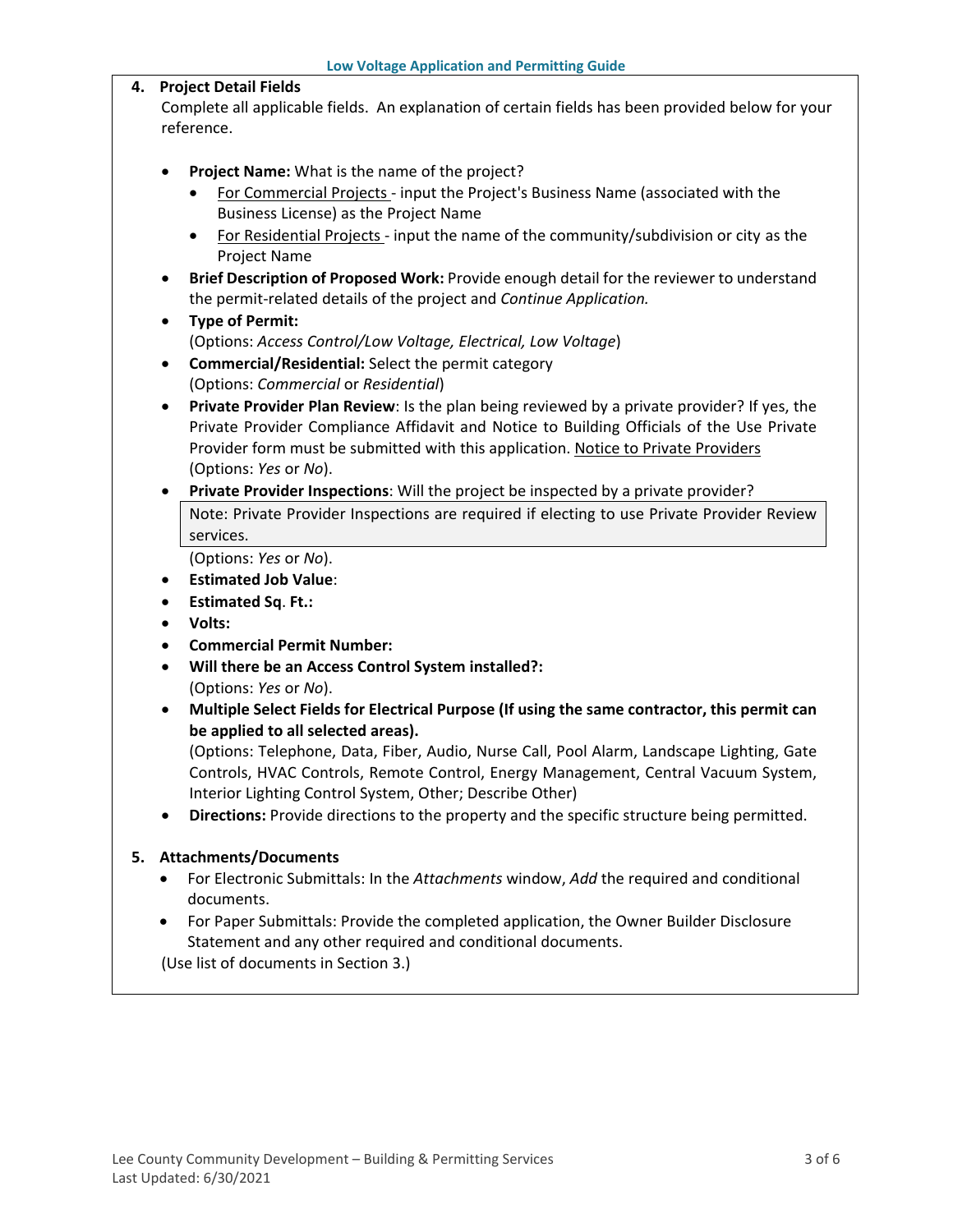4. **Project Detail Fields**

   Complete all applicable fields. An explanation of certain fields has been provided below for your reference.

   - **Project Name:** What is the name of the project?
     - For Commercial Projects - input the Project's Business Name (associated with the Business License) as the Project Name
     - For Residential Projects - input the name of the community/subdivision or city as the Project Name
   - **Brief Description of Proposed Work:** Provide enough detail for the reviewer to understand the permit-related details of the project and *Continue Application.*
   - **Type of Permit:**
     (Options: *Access Control/Low Voltage, Electrical, Low Voltage*)
   - **Commercial/Residential:** Select the permit category
     (Options: *Commercial* or *Residential*)
   - **Private Provider Plan Review**: Is the plan being reviewed by a private provider? If yes, the Private Provider Compliance Affidavit and Notice to Building Officials of the Use Private Provider form must be submitted with this application. Notice to Private Providers
     (Options: *Yes* or *No*).
   - **Private Provider Inspections**: Will the project be inspected by a private provider?

     > Note: Private Provider Inspections are required if electing to use Private Provider Review services.

     (Options: *Yes* or *No*).
   - **Estimated Job Value**:
   - **Estimated Sq. Ft.:**
   - **Volts:**
   - **Commercial Permit Number:**
   - **Will there be an Access Control System installed?:**
     (Options: *Yes* or *No*).
   - **Multiple Select Fields for Electrical Purpose (If using the same contractor, this permit can be applied to all selected areas).**
     (Options: Telephone, Data, Fiber, Audio, Nurse Call, Pool Alarm, Landscape Lighting, Gate Controls, HVAC Controls, Remote Control, Energy Management, Central Vacuum System, Interior Lighting Control System, Other; Describe Other)
   - **Directions:** Provide directions to the property and the specific structure being permitted.

5. **Attachments/Documents**
   - For Electronic Submittals: In the *Attachments* window, *Add* the required and conditional documents.
   - For Paper Submittals: Provide the completed application, the Owner Builder Disclosure Statement and any other required and conditional documents.

   (Use list of documents in Section 3.)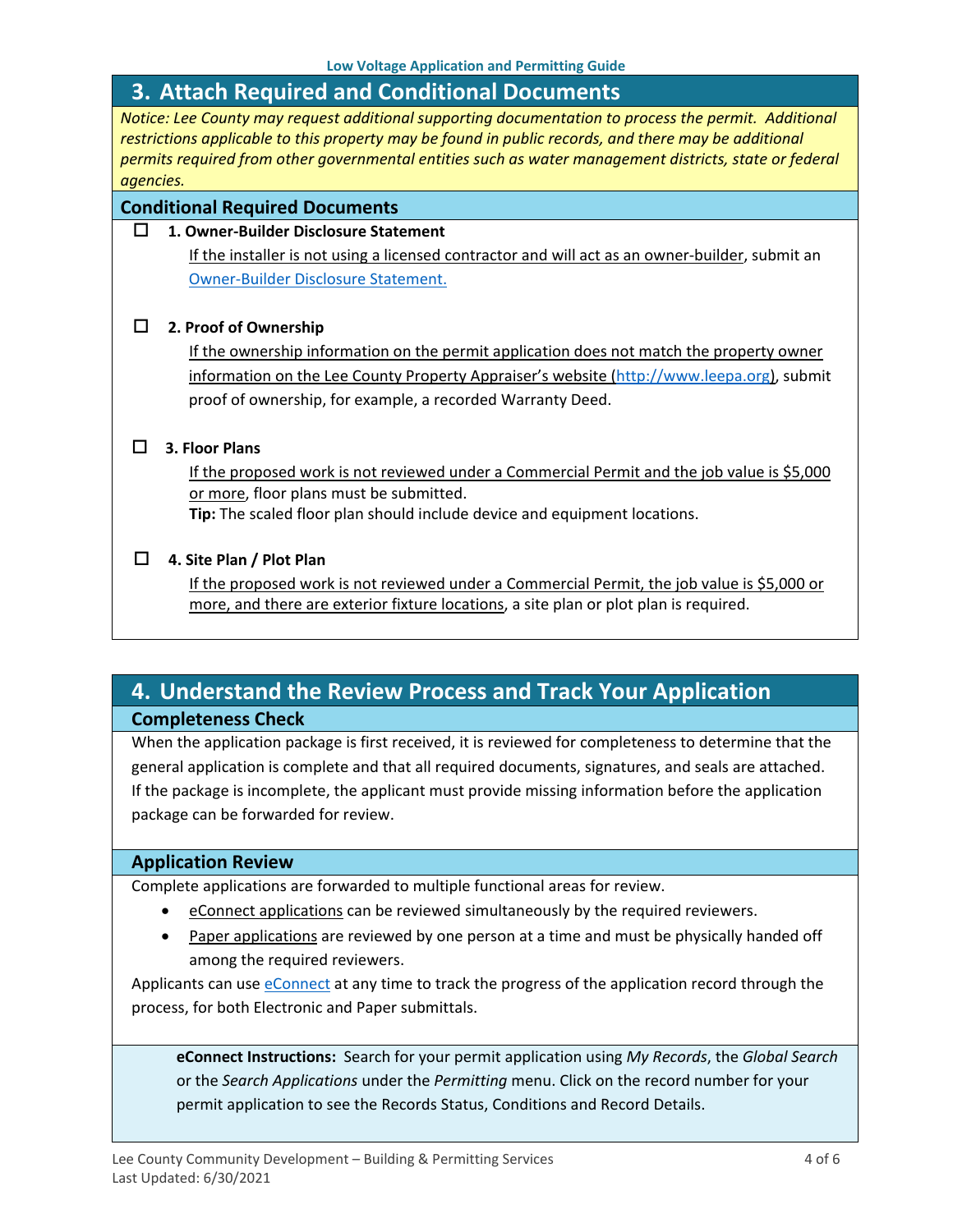## 3. Attach Required and Conditional Documents

*Notice: Lee County may request additional supporting documentation to process the permit. Additional restrictions applicable to this property may be found in public records, and there may be additional permits required from other governmental entities such as water management districts, state or federal agencies.*

### Conditional Required Documents

☐ **1. Owner-Builder Disclosure Statement**

If the installer is not using a licensed contractor and will act as an owner-builder, submit an Owner-Builder Disclosure Statement.

☐ **2. Proof of Ownership**

If the ownership information on the permit application does not match the property owner information on the Lee County Property Appraiser's website (http://www.leepa.org), submit proof of ownership, for example, a recorded Warranty Deed.

☐ **3. Floor Plans**

If the proposed work is not reviewed under a Commercial Permit and the job value is $5,000 or more, floor plans must be submitted.
**Tip:** The scaled floor plan should include device and equipment locations.

☐ **4. Site Plan / Plot Plan**

If the proposed work is not reviewed under a Commercial Permit, the job value is $5,000 or more, and there are exterior fixture locations, a site plan or plot plan is required.

## 4. Understand the Review Process and Track Your Application

### Completeness Check

When the application package is first received, it is reviewed for completeness to determine that the general application is complete and that all required documents, signatures, and seals are attached. If the package is incomplete, the applicant must provide missing information before the application package can be forwarded for review.

### Application Review

Complete applications are forwarded to multiple functional areas for review.

- eConnect applications can be reviewed simultaneously by the required reviewers.
- Paper applications are reviewed by one person at a time and must be physically handed off among the required reviewers.

Applicants can use eConnect at any time to track the progress of the application record through the process, for both Electronic and Paper submittals.

**eConnect Instructions:** Search for your permit application using *My Records*, the *Global Search* or the *Search Applications* under the *Permitting* menu. Click on the record number for your permit application to see the Records Status, Conditions and Record Details.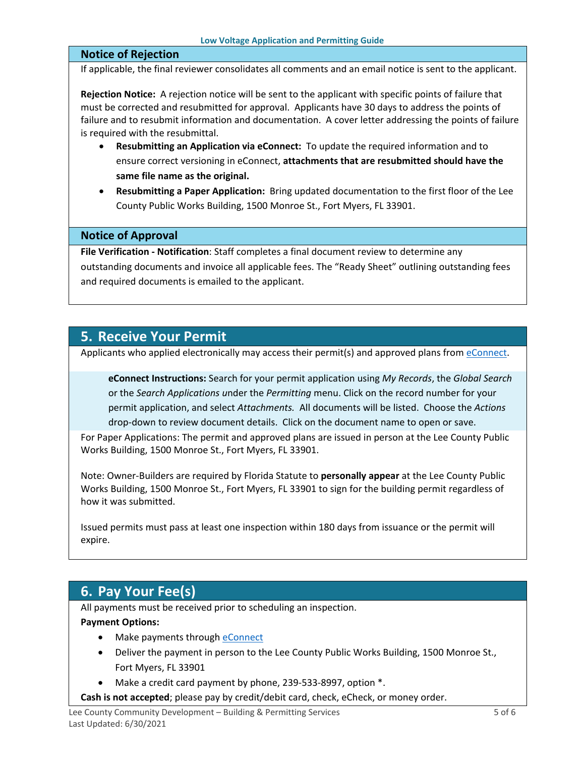### Notice of Rejection

If applicable, the final reviewer consolidates all comments and an email notice is sent to the applicant.

**Rejection Notice:** A rejection notice will be sent to the applicant with specific points of failure that must be corrected and resubmitted for approval. Applicants have 30 days to address the points of failure and to resubmit information and documentation. A cover letter addressing the points of failure is required with the resubmittal.

- **Resubmitting an Application via eConnect:** To update the required information and to ensure correct versioning in eConnect, **attachments that are resubmitted should have the same file name as the original.**
- **Resubmitting a Paper Application:** Bring updated documentation to the first floor of the Lee County Public Works Building, 1500 Monroe St., Fort Myers, FL 33901.

### Notice of Approval

**File Verification - Notification**: Staff completes a final document review to determine any outstanding documents and invoice all applicable fees. The "Ready Sheet" outlining outstanding fees and required documents is emailed to the applicant.

## 5. Receive Your Permit

Applicants who applied electronically may access their permit(s) and approved plans from eConnect.

> **eConnect Instructions:** Search for your permit application using *My Records*, the *Global Search* or the *Search Applications* under the *Permitting* menu. Click on the record number for your permit application, and select *Attachments.* All documents will be listed. Choose the *Actions* drop-down to review document details. Click on the document name to open or save.

For Paper Applications: The permit and approved plans are issued in person at the Lee County Public Works Building, 1500 Monroe St., Fort Myers, FL 33901.

Note: Owner-Builders are required by Florida Statute to **personally appear** at the Lee County Public Works Building, 1500 Monroe St., Fort Myers, FL 33901 to sign for the building permit regardless of how it was submitted.

Issued permits must pass at least one inspection within 180 days from issuance or the permit will expire.

## 6. Pay Your Fee(s)

All payments must be received prior to scheduling an inspection.

**Payment Options:**

- Make payments through eConnect
- Deliver the payment in person to the Lee County Public Works Building, 1500 Monroe St., Fort Myers, FL 33901
- Make a credit card payment by phone, 239-533-8997, option *.

**Cash is not accepted**; please pay by credit/debit card, check, eCheck, or money order.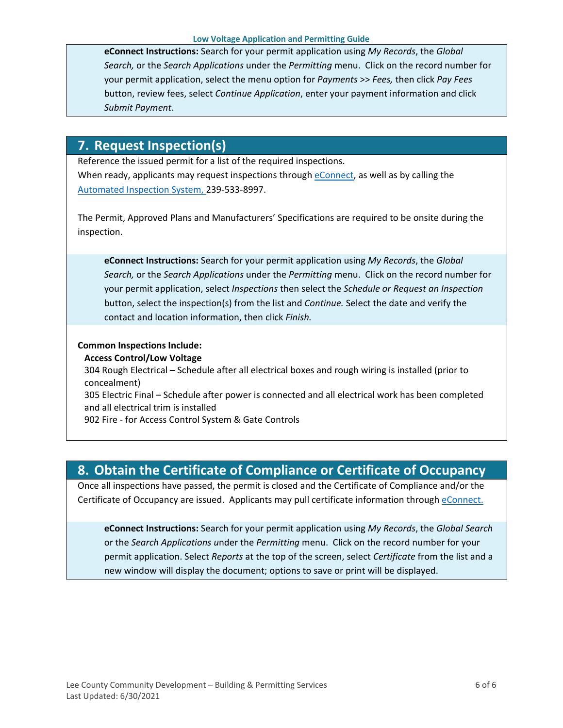**eConnect Instructions:** Search for your permit application using *My Records*, the *Global Search,* or the *Search Applications* under the *Permitting* menu. Click on the record number for your permit application, select the menu option for *Payments >> Fees,* then click *Pay Fees* button, review fees, select *Continue Application*, enter your payment information and click *Submit Payment*.

## 7. Request Inspection(s)

Reference the issued permit for a list of the required inspections.
When ready, applicants may request inspections through eConnect, as well as by calling the Automated Inspection System, 239-533-8997.

The Permit, Approved Plans and Manufacturers' Specifications are required to be onsite during the inspection.

**eConnect Instructions:** Search for your permit application using *My Records*, the *Global Search,* or the *Search Applications* under the *Permitting* menu. Click on the record number for your permit application, select *Inspections* then select the *Schedule or Request an Inspection* button, select the inspection(s) from the list and *Continue.* Select the date and verify the contact and location information, then click *Finish.*

**Common Inspections Include:**

**Access Control/Low Voltage**

304 Rough Electrical – Schedule after all electrical boxes and rough wiring is installed (prior to concealment)

305 Electric Final – Schedule after power is connected and all electrical work has been completed and all electrical trim is installed

902 Fire - for Access Control System & Gate Controls

## 8. Obtain the Certificate of Compliance or Certificate of Occupancy

Once all inspections have passed, the permit is closed and the Certificate of Compliance and/or the Certificate of Occupancy are issued. Applicants may pull certificate information through eConnect.

**eConnect Instructions:** Search for your permit application using *My Records*, the *Global Search* or the *Search Applications* under the *Permitting* menu. Click on the record number for your permit application. Select *Reports* at the top of the screen, select *Certificate* from the list and a new window will display the document; options to save or print will be displayed.